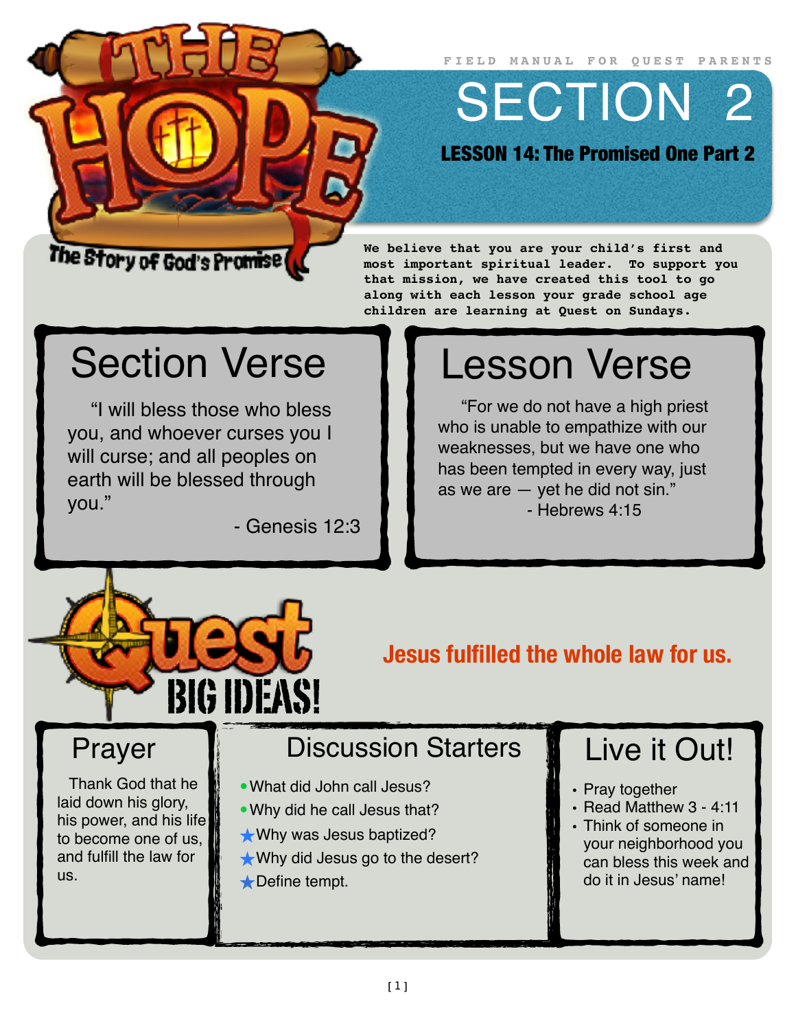# THE HOPE

The Story of God's Promise

FIELD MANUAL FOR QUEST PARENTS

# SECTION 2

**LESSON 14: The Promised One Part 2**

**We believe that you are your child's first and most important spiritual leader. To support you that mission, we have created this tool to go along with each lesson your grade school age children are learning at Quest on Sundays.**

## Section Verse

"I will bless those who bless you, and whoever curses you I will curse; and all peoples on earth will be blessed through you."

- Genesis 12:3

## Lesson Verse

"For we do not have a high priest who is unable to empathize with our weaknesses, but we have one who has been tempted in every way, just as we are — yet he did not sin."

- Hebrews 4:15

## Quest BIG IDEAS!

**Jesus fulfilled the whole law for us.**

## Prayer

Thank God that he laid down his glory, his power, and his life to become one of us, and fulfill the law for us.

## Discussion Starters

- What did John call Jesus?
- Why did he call Jesus that?
- ★ Why was Jesus baptized?
- ★ Why did Jesus go to the desert?
- ★ Define tempt.

## Live it Out!

- Pray together
- Read Matthew 3 - 4:11
- Think of someone in your neighborhood you can bless this week and do it in Jesus' name!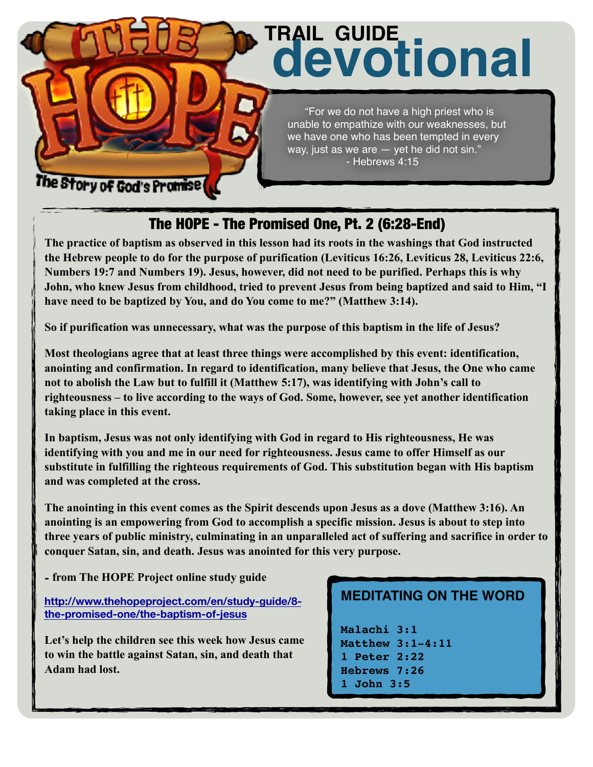# THE HOPE

The Story of God's Promise

## TRAIL GUIDE devotional

> "For we do not have a high priest who is unable to empathize with our weaknesses, but we have one who has been tempted in every way, just as we are — yet he did not sin."
> - Hebrews 4:15

## The HOPE - The Promised One, Pt. 2 (6:28-End)

**The practice of baptism as observed in this lesson had its roots in the washings that God instructed the Hebrew people to do for the purpose of purification (Leviticus 16:26, Leviticus 28, Leviticus 22:6, Numbers 19:7 and Numbers 19). Jesus, however, did not need to be purified. Perhaps this is why John, who knew Jesus from childhood, tried to prevent Jesus from being baptized and said to Him, "I have need to be baptized by You, and do You come to me?" (Matthew 3:14).**

**So if purification was unnecessary, what was the purpose of this baptism in the life of Jesus?**

**Most theologians agree that at least three things were accomplished by this event: identification, anointing and confirmation. In regard to identification, many believe that Jesus, the One who came not to abolish the Law but to fulfill it (Matthew 5:17), was identifying with John's call to righteousness – to live according to the ways of God. Some, however, see yet another identification taking place in this event.**

**In baptism, Jesus was not only identifying with God in regard to His righteousness, He was identifying with you and me in our need for righteousness. Jesus came to offer Himself as our substitute in fulfilling the righteous requirements of God. This substitution began with His baptism and was completed at the cross.**

**The anointing in this event comes as the Spirit descends upon Jesus as a dove (Matthew 3:16). An anointing is an empowering from God to accomplish a specific mission. Jesus is about to step into three years of public ministry, culminating in an unparalleled act of suffering and sacrifice in order to conquer Satan, sin, and death. Jesus was anointed for this very purpose.**

**- from The HOPE Project online study guide**

[http://www.thehopeproject.com/en/study-guide/8-the-promised-one/the-baptism-of-jesus](http://www.thehopeproject.com/en/study-guide/8-the-promised-one/the-baptism-of-jesus)

**Let's help the children see this week how Jesus came to win the battle against Satan, sin, and death that Adam had lost.**

### MEDITATING ON THE WORD

**Malachi 3:1**
**Matthew 3:1-4:11**
**1 Peter 2:22**
**Hebrews 7:26**
**1 John 3:5**